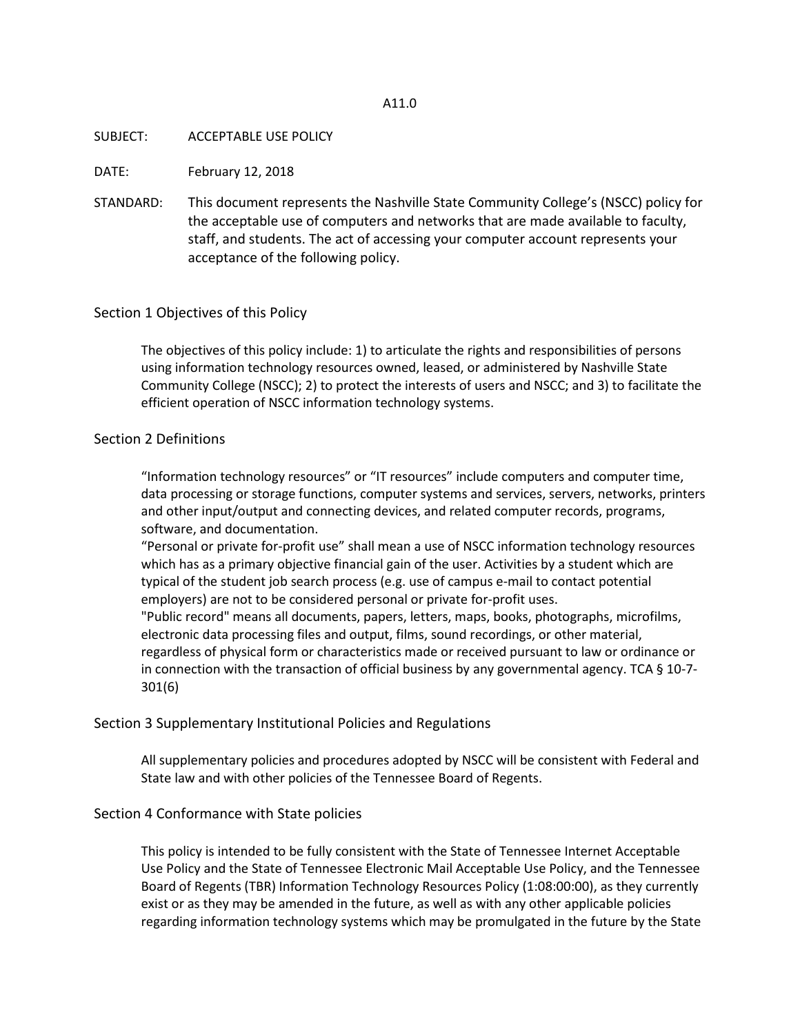A11.0

SUBJECT: ACCEPTABLE USE POLICY

DATE: February 12, 2018

STANDARD: This document represents the Nashville State Community College's (NSCC) policy for the acceptable use of computers and networks that are made available to faculty, staff, and students. The act of accessing your computer account represents your acceptance of the following policy.

## Section 1 Objectives of this Policy

The objectives of this policy include: 1) to articulate the rights and responsibilities of persons using information technology resources owned, leased, or administered by Nashville State Community College (NSCC); 2) to protect the interests of users and NSCC; and 3) to facilitate the efficient operation of NSCC information technology systems.

## Section 2 Definitions

"Information technology resources" or "IT resources" include computers and computer time, data processing or storage functions, computer systems and services, servers, networks, printers and other input/output and connecting devices, and related computer records, programs, software, and documentation.

"Personal or private for-profit use" shall mean a use of NSCC information technology resources which has as a primary objective financial gain of the user. Activities by a student which are typical of the student job search process (e.g. use of campus e-mail to contact potential employers) are not to be considered personal or private for-profit uses.

"Public record" means all documents, papers, letters, maps, books, photographs, microfilms, electronic data processing files and output, films, sound recordings, or other material, regardless of physical form or characteristics made or received pursuant to law or ordinance or in connection with the transaction of official business by any governmental agency. TCA § 10-7-301(6)

## Section 3 Supplementary Institutional Policies and Regulations

All supplementary policies and procedures adopted by NSCC will be consistent with Federal and State law and with other policies of the Tennessee Board of Regents.

## Section 4 Conformance with State policies

This policy is intended to be fully consistent with the State of Tennessee Internet Acceptable Use Policy and the State of Tennessee Electronic Mail Acceptable Use Policy, and the Tennessee Board of Regents (TBR) Information Technology Resources Policy (1:08:00:00), as they currently exist or as they may be amended in the future, as well as with any other applicable policies regarding information technology systems which may be promulgated in the future by the State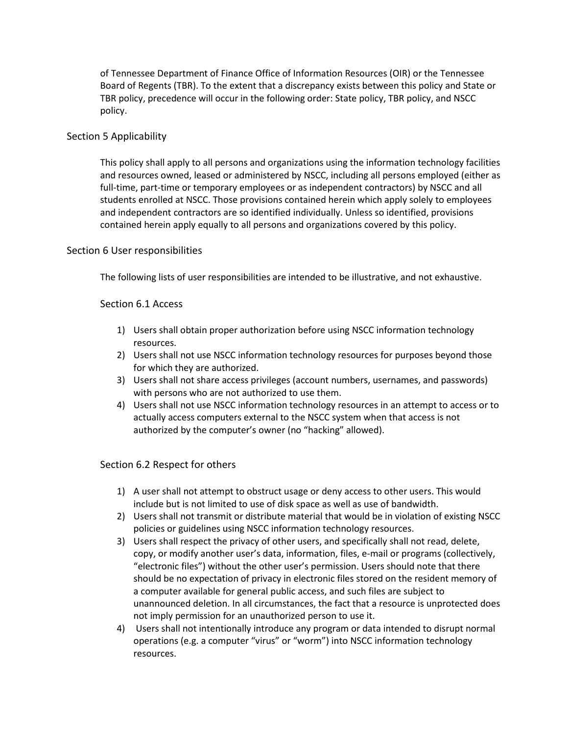of Tennessee Department of Finance Office of Information Resources (OIR) or the Tennessee Board of Regents (TBR). To the extent that a discrepancy exists between this policy and State or TBR policy, precedence will occur in the following order: State policy, TBR policy, and NSCC policy.

## Section 5 Applicability

This policy shall apply to all persons and organizations using the information technology facilities and resources owned, leased or administered by NSCC, including all persons employed (either as full-time, part-time or temporary employees or as independent contractors) by NSCC and all students enrolled at NSCC. Those provisions contained herein which apply solely to employees and independent contractors are so identified individually. Unless so identified, provisions contained herein apply equally to all persons and organizations covered by this policy.

## Section 6 User responsibilities

The following lists of user responsibilities are intended to be illustrative, and not exhaustive.

### Section 6.1 Access

1) Users shall obtain proper authorization before using NSCC information technology resources.
2) Users shall not use NSCC information technology resources for purposes beyond those for which they are authorized.
3) Users shall not share access privileges (account numbers, usernames, and passwords) with persons who are not authorized to use them.
4) Users shall not use NSCC information technology resources in an attempt to access or to actually access computers external to the NSCC system when that access is not authorized by the computer's owner (no "hacking" allowed).

### Section 6.2 Respect for others

1) A user shall not attempt to obstruct usage or deny access to other users. This would include but is not limited to use of disk space as well as use of bandwidth.
2) Users shall not transmit or distribute material that would be in violation of existing NSCC policies or guidelines using NSCC information technology resources.
3) Users shall respect the privacy of other users, and specifically shall not read, delete, copy, or modify another user's data, information, files, e-mail or programs (collectively, "electronic files") without the other user's permission. Users should note that there should be no expectation of privacy in electronic files stored on the resident memory of a computer available for general public access, and such files are subject to unannounced deletion. In all circumstances, the fact that a resource is unprotected does not imply permission for an unauthorized person to use it.
4) Users shall not intentionally introduce any program or data intended to disrupt normal operations (e.g. a computer "virus" or "worm") into NSCC information technology resources.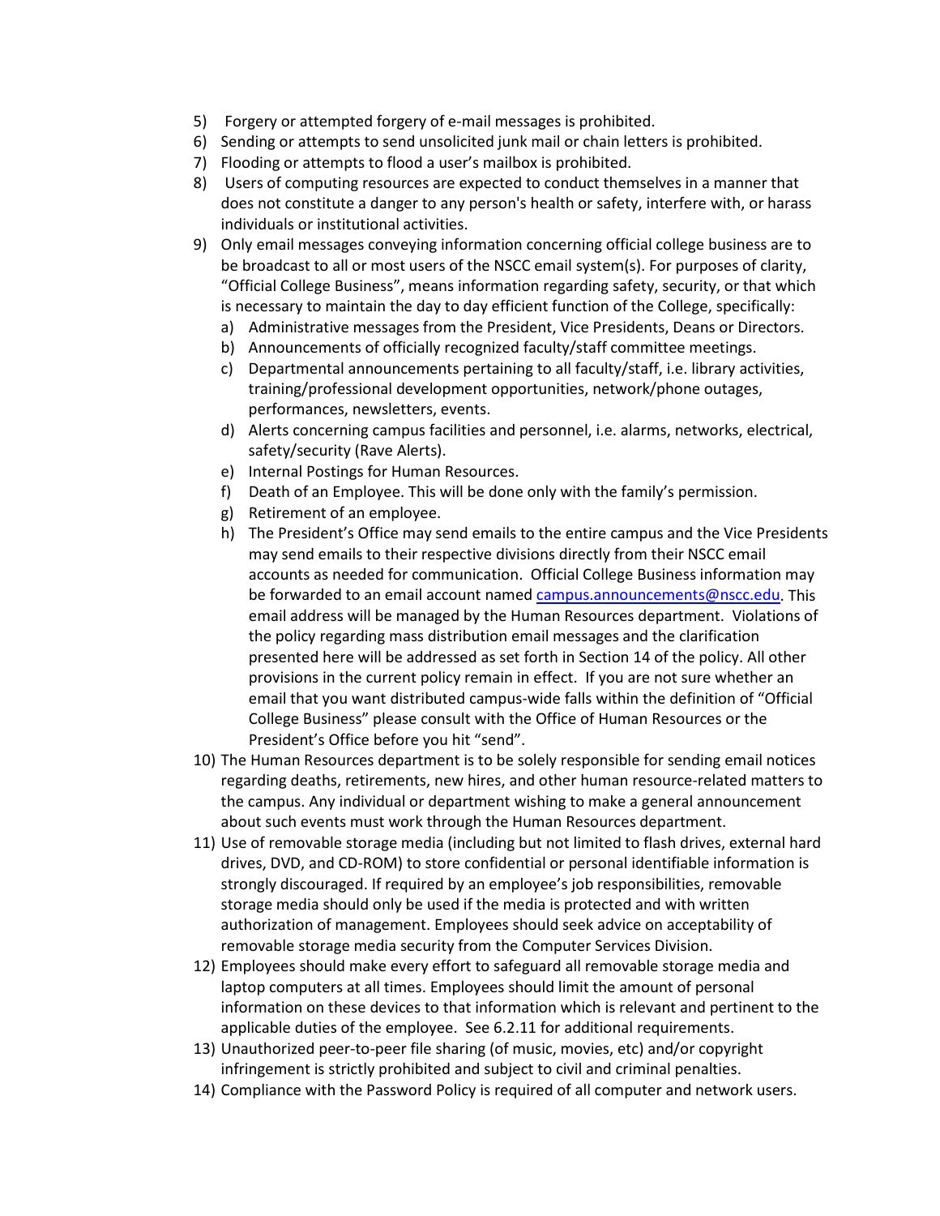5) Forgery or attempted forgery of e-mail messages is prohibited.
6) Sending or attempts to send unsolicited junk mail or chain letters is prohibited.
7) Flooding or attempts to flood a user's mailbox is prohibited.
8) Users of computing resources are expected to conduct themselves in a manner that does not constitute a danger to any person's health or safety, interfere with, or harass individuals or institutional activities.
9) Only email messages conveying information concerning official college business are to be broadcast to all or most users of the NSCC email system(s). For purposes of clarity, "Official College Business", means information regarding safety, security, or that which is necessary to maintain the day to day efficient function of the College, specifically:
   a) Administrative messages from the President, Vice Presidents, Deans or Directors.
   b) Announcements of officially recognized faculty/staff committee meetings.
   c) Departmental announcements pertaining to all faculty/staff, i.e. library activities, training/professional development opportunities, network/phone outages, performances, newsletters, events.
   d) Alerts concerning campus facilities and personnel, i.e. alarms, networks, electrical, safety/security (Rave Alerts).
   e) Internal Postings for Human Resources.
   f) Death of an Employee. This will be done only with the family's permission.
   g) Retirement of an employee.
   h) The President's Office may send emails to the entire campus and the Vice Presidents may send emails to their respective divisions directly from their NSCC email accounts as needed for communication. Official College Business information may be forwarded to an email account named campus.announcements@nscc.edu. This email address will be managed by the Human Resources department. Violations of the policy regarding mass distribution email messages and the clarification presented here will be addressed as set forth in Section 14 of the policy. All other provisions in the current policy remain in effect. If you are not sure whether an email that you want distributed campus-wide falls within the definition of "Official College Business" please consult with the Office of Human Resources or the President's Office before you hit "send".
10) The Human Resources department is to be solely responsible for sending email notices regarding deaths, retirements, new hires, and other human resource-related matters to the campus. Any individual or department wishing to make a general announcement about such events must work through the Human Resources department.
11) Use of removable storage media (including but not limited to flash drives, external hard drives, DVD, and CD-ROM) to store confidential or personal identifiable information is strongly discouraged. If required by an employee's job responsibilities, removable storage media should only be used if the media is protected and with written authorization of management. Employees should seek advice on acceptability of removable storage media security from the Computer Services Division.
12) Employees should make every effort to safeguard all removable storage media and laptop computers at all times. Employees should limit the amount of personal information on these devices to that information which is relevant and pertinent to the applicable duties of the employee. See 6.2.11 for additional requirements.
13) Unauthorized peer-to-peer file sharing (of music, movies, etc) and/or copyright infringement is strictly prohibited and subject to civil and criminal penalties.
14) Compliance with the Password Policy is required of all computer and network users.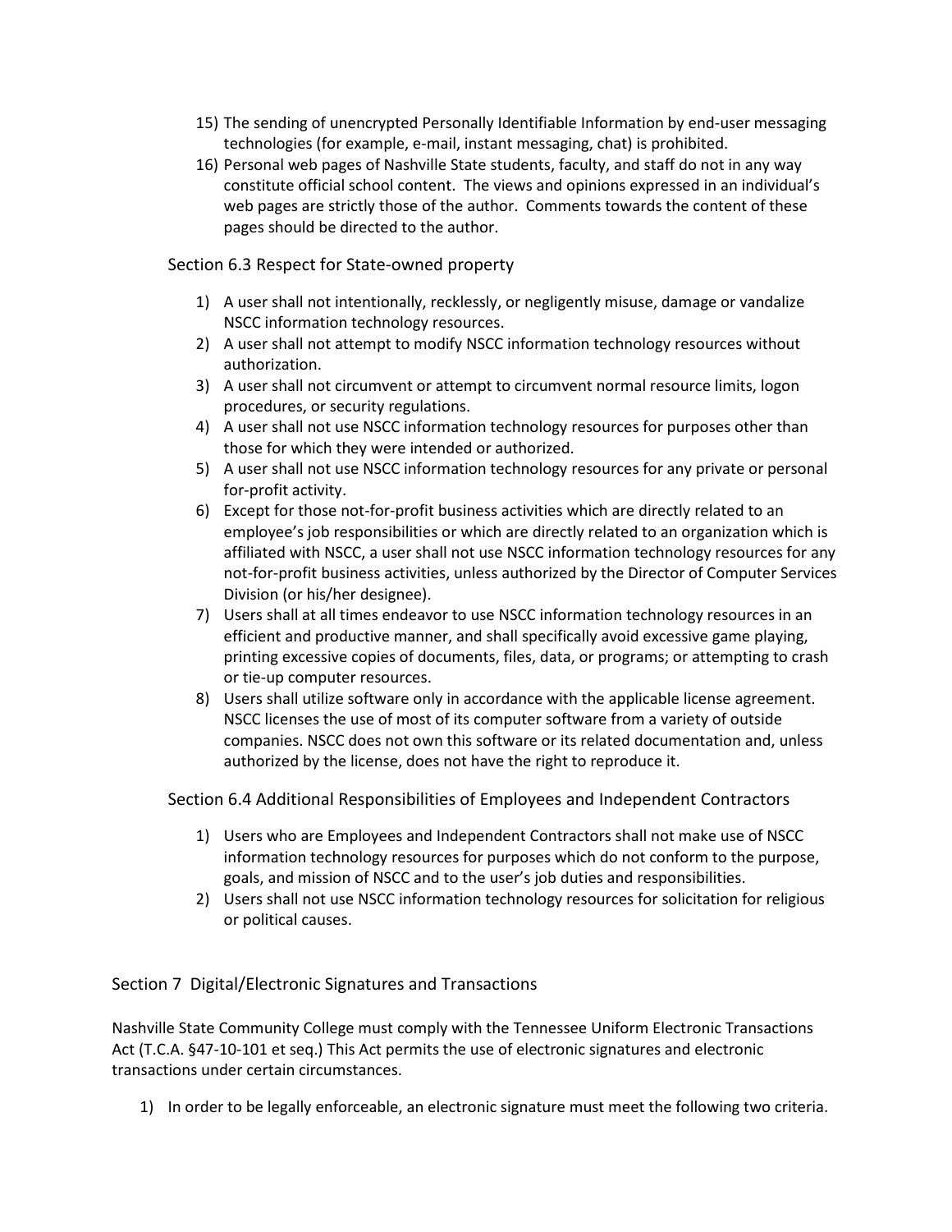15) The sending of unencrypted Personally Identifiable Information by end-user messaging technologies (for example, e-mail, instant messaging, chat) is prohibited.
16) Personal web pages of Nashville State students, faculty, and staff do not in any way constitute official school content. The views and opinions expressed in an individual's web pages are strictly those of the author. Comments towards the content of these pages should be directed to the author.

### Section 6.3 Respect for State-owned property

1) A user shall not intentionally, recklessly, or negligently misuse, damage or vandalize NSCC information technology resources.
2) A user shall not attempt to modify NSCC information technology resources without authorization.
3) A user shall not circumvent or attempt to circumvent normal resource limits, logon procedures, or security regulations.
4) A user shall not use NSCC information technology resources for purposes other than those for which they were intended or authorized.
5) A user shall not use NSCC information technology resources for any private or personal for-profit activity.
6) Except for those not-for-profit business activities which are directly related to an employee's job responsibilities or which are directly related to an organization which is affiliated with NSCC, a user shall not use NSCC information technology resources for any not-for-profit business activities, unless authorized by the Director of Computer Services Division (or his/her designee).
7) Users shall at all times endeavor to use NSCC information technology resources in an efficient and productive manner, and shall specifically avoid excessive game playing, printing excessive copies of documents, files, data, or programs; or attempting to crash or tie-up computer resources.
8) Users shall utilize software only in accordance with the applicable license agreement. NSCC licenses the use of most of its computer software from a variety of outside companies. NSCC does not own this software or its related documentation and, unless authorized by the license, does not have the right to reproduce it.

### Section 6.4 Additional Responsibilities of Employees and Independent Contractors

1) Users who are Employees and Independent Contractors shall not make use of NSCC information technology resources for purposes which do not conform to the purpose, goals, and mission of NSCC and to the user's job duties and responsibilities.
2) Users shall not use NSCC information technology resources for solicitation for religious or political causes.

## Section 7 Digital/Electronic Signatures and Transactions

Nashville State Community College must comply with the Tennessee Uniform Electronic Transactions Act (T.C.A. §47-10-101 et seq.) This Act permits the use of electronic signatures and electronic transactions under certain circumstances.

1) In order to be legally enforceable, an electronic signature must meet the following two criteria.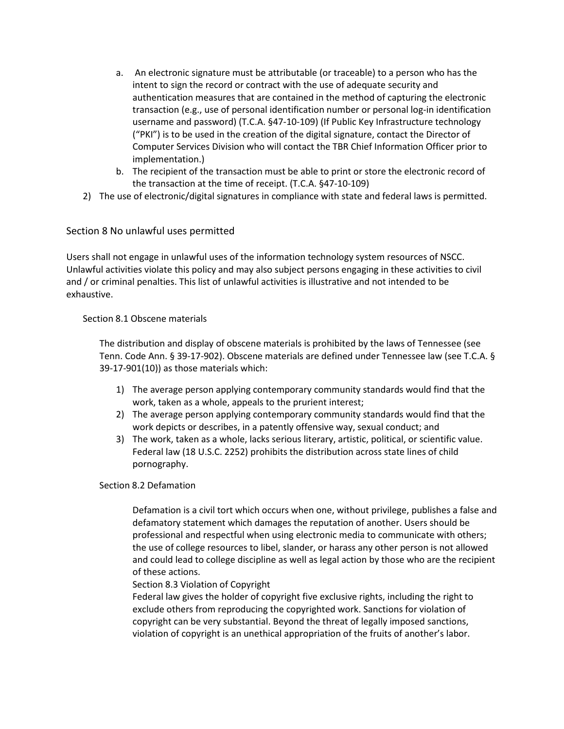a. An electronic signature must be attributable (or traceable) to a person who has the intent to sign the record or contract with the use of adequate security and authentication measures that are contained in the method of capturing the electronic transaction (e.g., use of personal identification number or personal log-in identification username and password) (T.C.A. §47-10-109) (If Public Key Infrastructure technology ("PKI") is to be used in the creation of the digital signature, contact the Director of Computer Services Division who will contact the TBR Chief Information Officer prior to implementation.)
b. The recipient of the transaction must be able to print or store the electronic record of the transaction at the time of receipt. (T.C.A. §47-10-109)

2) The use of electronic/digital signatures in compliance with state and federal laws is permitted.

## Section 8 No unlawful uses permitted

Users shall not engage in unlawful uses of the information technology system resources of NSCC. Unlawful activities violate this policy and may also subject persons engaging in these activities to civil and / or criminal penalties. This list of unlawful activities is illustrative and not intended to be exhaustive.

### Section 8.1 Obscene materials

The distribution and display of obscene materials is prohibited by the laws of Tennessee (see Tenn. Code Ann. § 39-17-902). Obscene materials are defined under Tennessee law (see T.C.A. § 39-17-901(10)) as those materials which:

1) The average person applying contemporary community standards would find that the work, taken as a whole, appeals to the prurient interest;
2) The average person applying contemporary community standards would find that the work depicts or describes, in a patently offensive way, sexual conduct; and
3) The work, taken as a whole, lacks serious literary, artistic, political, or scientific value. Federal law (18 U.S.C. 2252) prohibits the distribution across state lines of child pornography.

### Section 8.2 Defamation

Defamation is a civil tort which occurs when one, without privilege, publishes a false and defamatory statement which damages the reputation of another. Users should be professional and respectful when using electronic media to communicate with others; the use of college resources to libel, slander, or harass any other person is not allowed and could lead to college discipline as well as legal action by those who are the recipient of these actions.

### Section 8.3 Violation of Copyright

Federal law gives the holder of copyright five exclusive rights, including the right to exclude others from reproducing the copyrighted work. Sanctions for violation of copyright can be very substantial. Beyond the threat of legally imposed sanctions, violation of copyright is an unethical appropriation of the fruits of another's labor.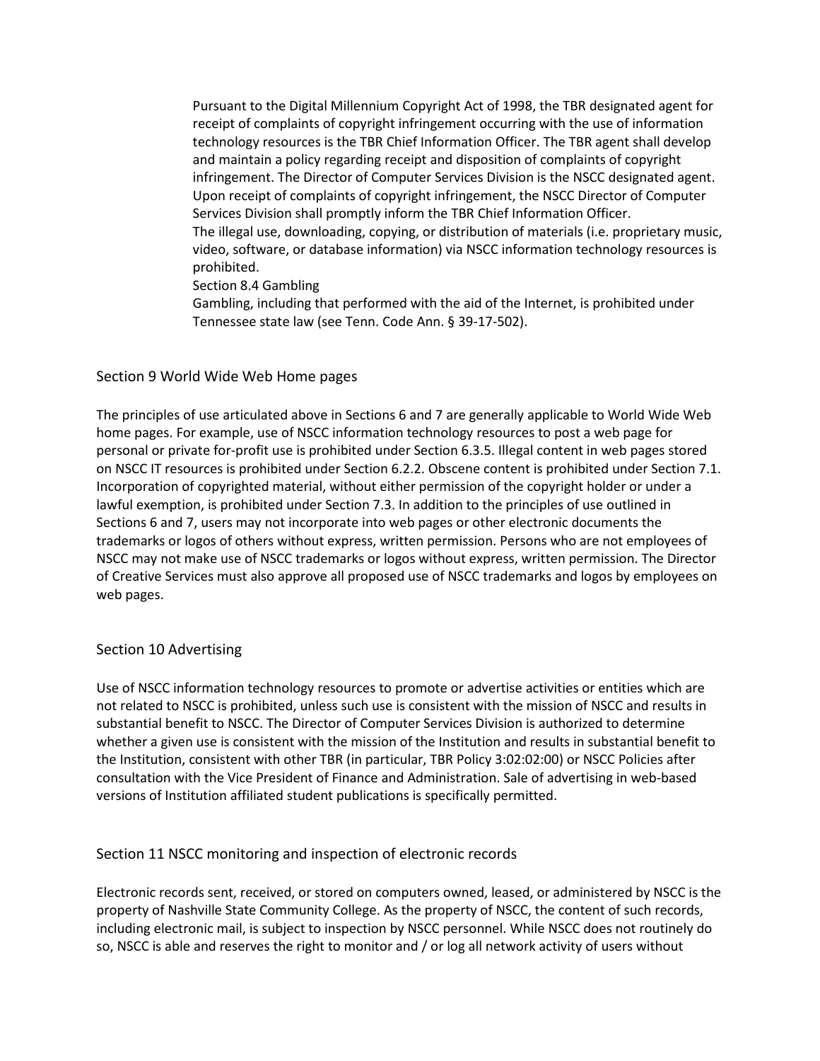Pursuant to the Digital Millennium Copyright Act of 1998, the TBR designated agent for receipt of complaints of copyright infringement occurring with the use of information technology resources is the TBR Chief Information Officer. The TBR agent shall develop and maintain a policy regarding receipt and disposition of complaints of copyright infringement. The Director of Computer Services Division is the NSCC designated agent. Upon receipt of complaints of copyright infringement, the NSCC Director of Computer Services Division shall promptly inform the TBR Chief Information Officer.

The illegal use, downloading, copying, or distribution of materials (i.e. proprietary music, video, software, or database information) via NSCC information technology resources is prohibited.

Section 8.4 Gambling

Gambling, including that performed with the aid of the Internet, is prohibited under Tennessee state law (see Tenn. Code Ann. § 39-17-502).

## Section 9 World Wide Web Home pages

The principles of use articulated above in Sections 6 and 7 are generally applicable to World Wide Web home pages. For example, use of NSCC information technology resources to post a web page for personal or private for-profit use is prohibited under Section 6.3.5. Illegal content in web pages stored on NSCC IT resources is prohibited under Section 6.2.2. Obscene content is prohibited under Section 7.1. Incorporation of copyrighted material, without either permission of the copyright holder or under a lawful exemption, is prohibited under Section 7.3. In addition to the principles of use outlined in Sections 6 and 7, users may not incorporate into web pages or other electronic documents the trademarks or logos of others without express, written permission. Persons who are not employees of NSCC may not make use of NSCC trademarks or logos without express, written permission. The Director of Creative Services must also approve all proposed use of NSCC trademarks and logos by employees on web pages.

## Section 10 Advertising

Use of NSCC information technology resources to promote or advertise activities or entities which are not related to NSCC is prohibited, unless such use is consistent with the mission of NSCC and results in substantial benefit to NSCC. The Director of Computer Services Division is authorized to determine whether a given use is consistent with the mission of the Institution and results in substantial benefit to the Institution, consistent with other TBR (in particular, TBR Policy 3:02:02:00) or NSCC Policies after consultation with the Vice President of Finance and Administration. Sale of advertising in web-based versions of Institution affiliated student publications is specifically permitted.

## Section 11 NSCC monitoring and inspection of electronic records

Electronic records sent, received, or stored on computers owned, leased, or administered by NSCC is the property of Nashville State Community College. As the property of NSCC, the content of such records, including electronic mail, is subject to inspection by NSCC personnel. While NSCC does not routinely do so, NSCC is able and reserves the right to monitor and / or log all network activity of users without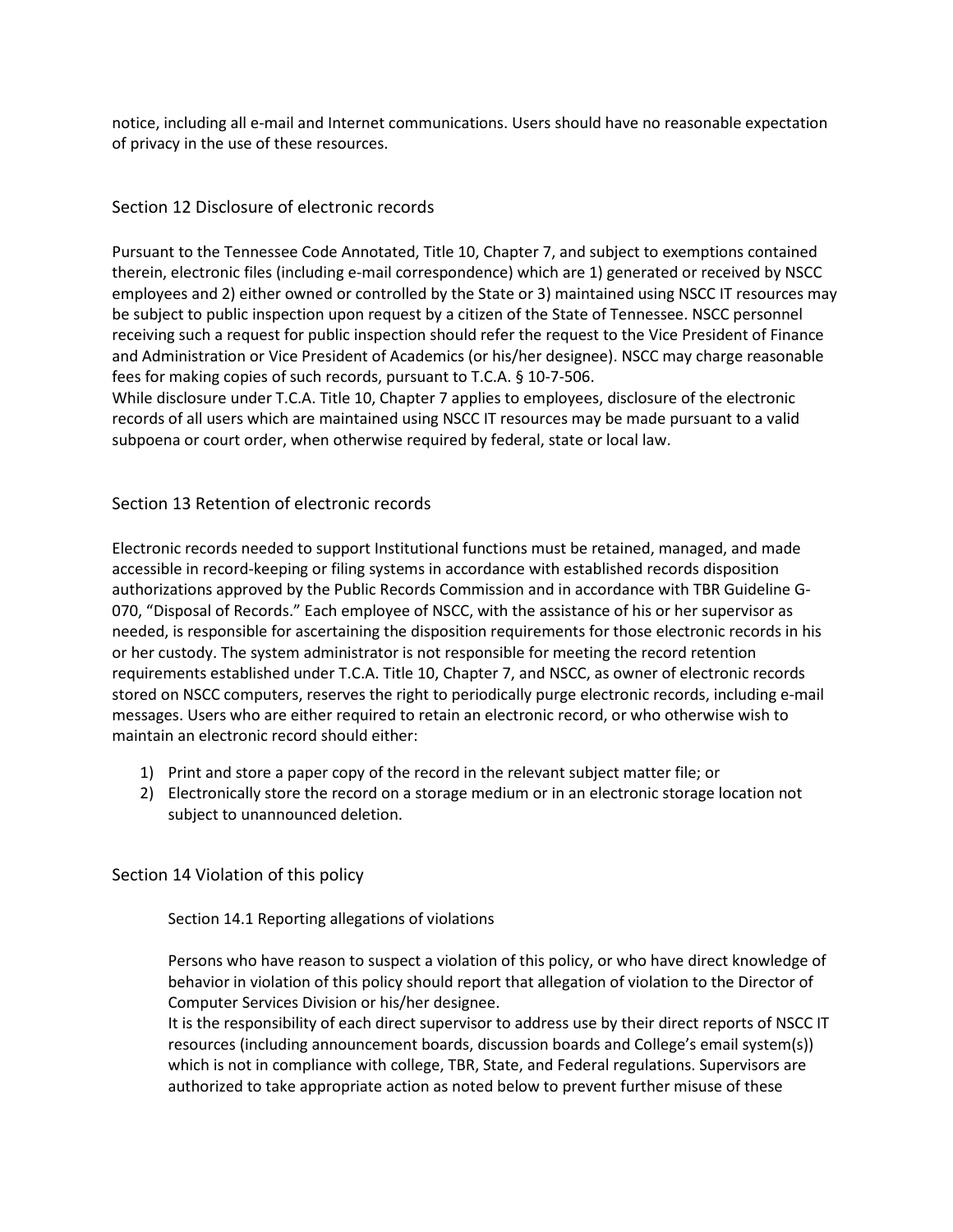notice, including all e-mail and Internet communications. Users should have no reasonable expectation of privacy in the use of these resources.

## Section 12 Disclosure of electronic records

Pursuant to the Tennessee Code Annotated, Title 10, Chapter 7, and subject to exemptions contained therein, electronic files (including e-mail correspondence) which are 1) generated or received by NSCC employees and 2) either owned or controlled by the State or 3) maintained using NSCC IT resources may be subject to public inspection upon request by a citizen of the State of Tennessee. NSCC personnel receiving such a request for public inspection should refer the request to the Vice President of Finance and Administration or Vice President of Academics (or his/her designee). NSCC may charge reasonable fees for making copies of such records, pursuant to T.C.A. § 10-7-506.

While disclosure under T.C.A. Title 10, Chapter 7 applies to employees, disclosure of the electronic records of all users which are maintained using NSCC IT resources may be made pursuant to a valid subpoena or court order, when otherwise required by federal, state or local law.

## Section 13 Retention of electronic records

Electronic records needed to support Institutional functions must be retained, managed, and made accessible in record-keeping or filing systems in accordance with established records disposition authorizations approved by the Public Records Commission and in accordance with TBR Guideline G-070, "Disposal of Records." Each employee of NSCC, with the assistance of his or her supervisor as needed, is responsible for ascertaining the disposition requirements for those electronic records in his or her custody. The system administrator is not responsible for meeting the record retention requirements established under T.C.A. Title 10, Chapter 7, and NSCC, as owner of electronic records stored on NSCC computers, reserves the right to periodically purge electronic records, including e-mail messages. Users who are either required to retain an electronic record, or who otherwise wish to maintain an electronic record should either:

1) Print and store a paper copy of the record in the relevant subject matter file; or
2) Electronically store the record on a storage medium or in an electronic storage location not subject to unannounced deletion.

## Section 14 Violation of this policy

### Section 14.1 Reporting allegations of violations

Persons who have reason to suspect a violation of this policy, or who have direct knowledge of behavior in violation of this policy should report that allegation of violation to the Director of Computer Services Division or his/her designee.

It is the responsibility of each direct supervisor to address use by their direct reports of NSCC IT resources (including announcement boards, discussion boards and College's email system(s)) which is not in compliance with college, TBR, State, and Federal regulations. Supervisors are authorized to take appropriate action as noted below to prevent further misuse of these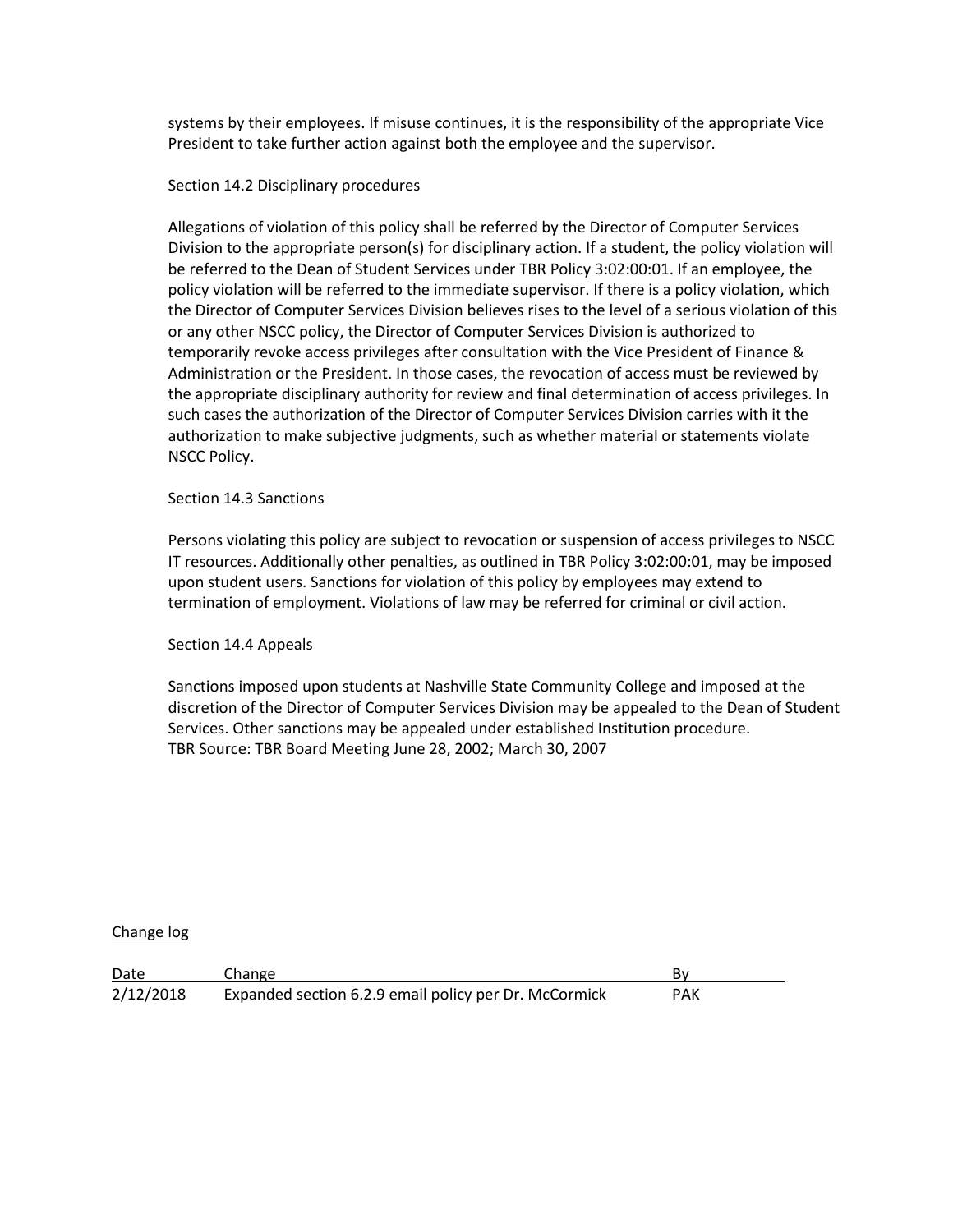systems by their employees. If misuse continues, it is the responsibility of the appropriate Vice President to take further action against both the employee and the supervisor.

### Section 14.2 Disciplinary procedures

Allegations of violation of this policy shall be referred by the Director of Computer Services Division to the appropriate person(s) for disciplinary action. If a student, the policy violation will be referred to the Dean of Student Services under TBR Policy 3:02:00:01. If an employee, the policy violation will be referred to the immediate supervisor. If there is a policy violation, which the Director of Computer Services Division believes rises to the level of a serious violation of this or any other NSCC policy, the Director of Computer Services Division is authorized to temporarily revoke access privileges after consultation with the Vice President of Finance & Administration or the President. In those cases, the revocation of access must be reviewed by the appropriate disciplinary authority for review and final determination of access privileges. In such cases the authorization of the Director of Computer Services Division carries with it the authorization to make subjective judgments, such as whether material or statements violate NSCC Policy.

### Section 14.3 Sanctions

Persons violating this policy are subject to revocation or suspension of access privileges to NSCC IT resources. Additionally other penalties, as outlined in TBR Policy 3:02:00:01, may be imposed upon student users. Sanctions for violation of this policy by employees may extend to termination of employment. Violations of law may be referred for criminal or civil action.

### Section 14.4 Appeals

Sanctions imposed upon students at Nashville State Community College and imposed at the discretion of the Director of Computer Services Division may be appealed to the Dean of Student Services. Other sanctions may be appealed under established Institution procedure.
TBR Source: TBR Board Meeting June 28, 2002; March 30, 2007

Change log

| Date | Change | By |
| --- | --- | --- |
| 2/12/2018 | Expanded section 6.2.9 email policy per Dr. McCormick | PAK |